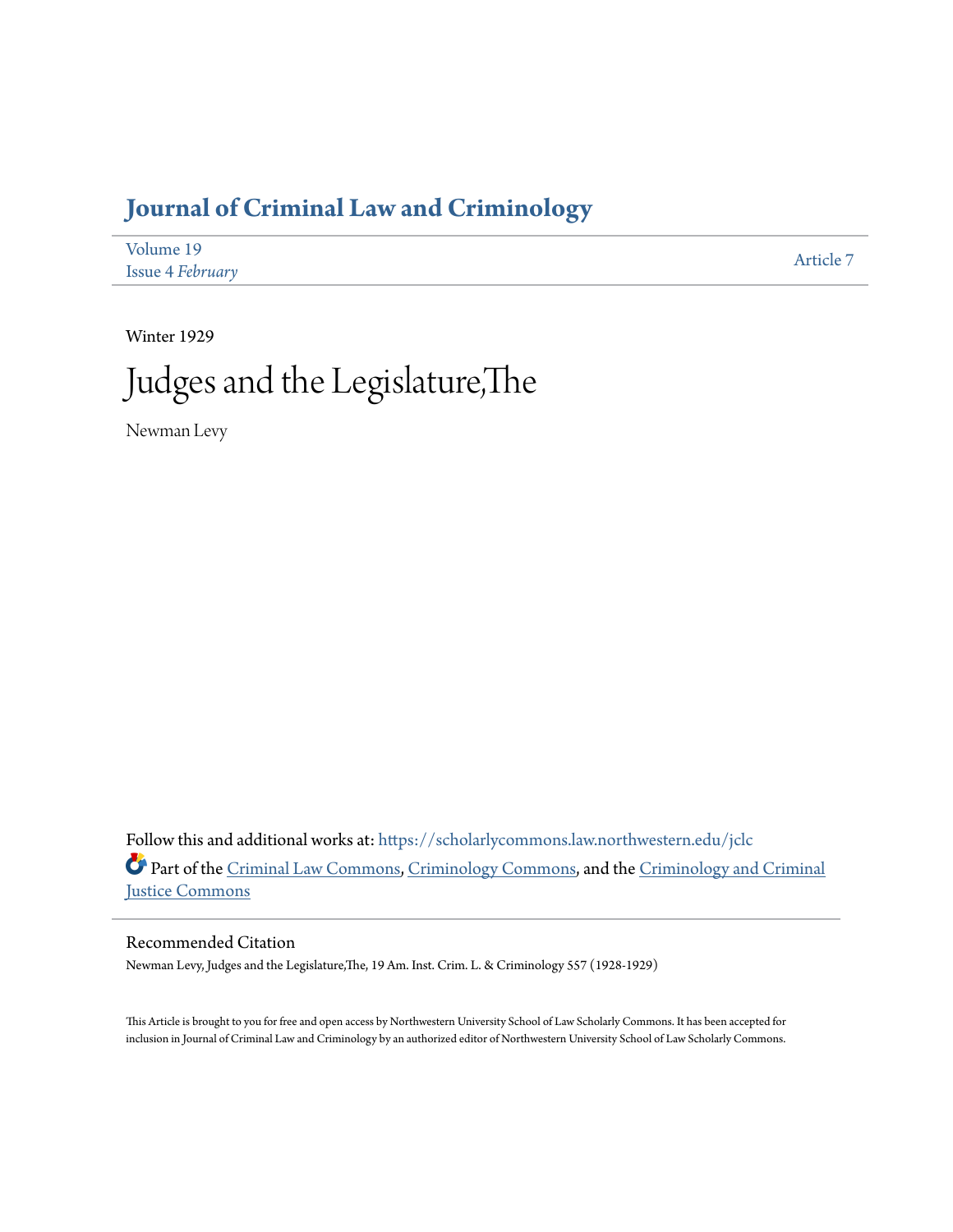# Journal of Criminal Law and Criminology

Volume 19
Issue 4 *February*

Article 7

Winter 1929

# Judges and the Legislature,The

Newman Levy

Follow this and additional works at: https://scholarlycommons.law.northwestern.edu/jclc

Part of the Criminal Law Commons, Criminology Commons, and the Criminology and Criminal Justice Commons

## Recommended Citation

Newman Levy, Judges and the Legislature,The, 19 Am. Inst. Crim. L. & Criminology 557 (1928-1929)

This Article is brought to you for free and open access by Northwestern University School of Law Scholarly Commons. It has been accepted for inclusion in Journal of Criminal Law and Criminology by an authorized editor of Northwestern University School of Law Scholarly Commons.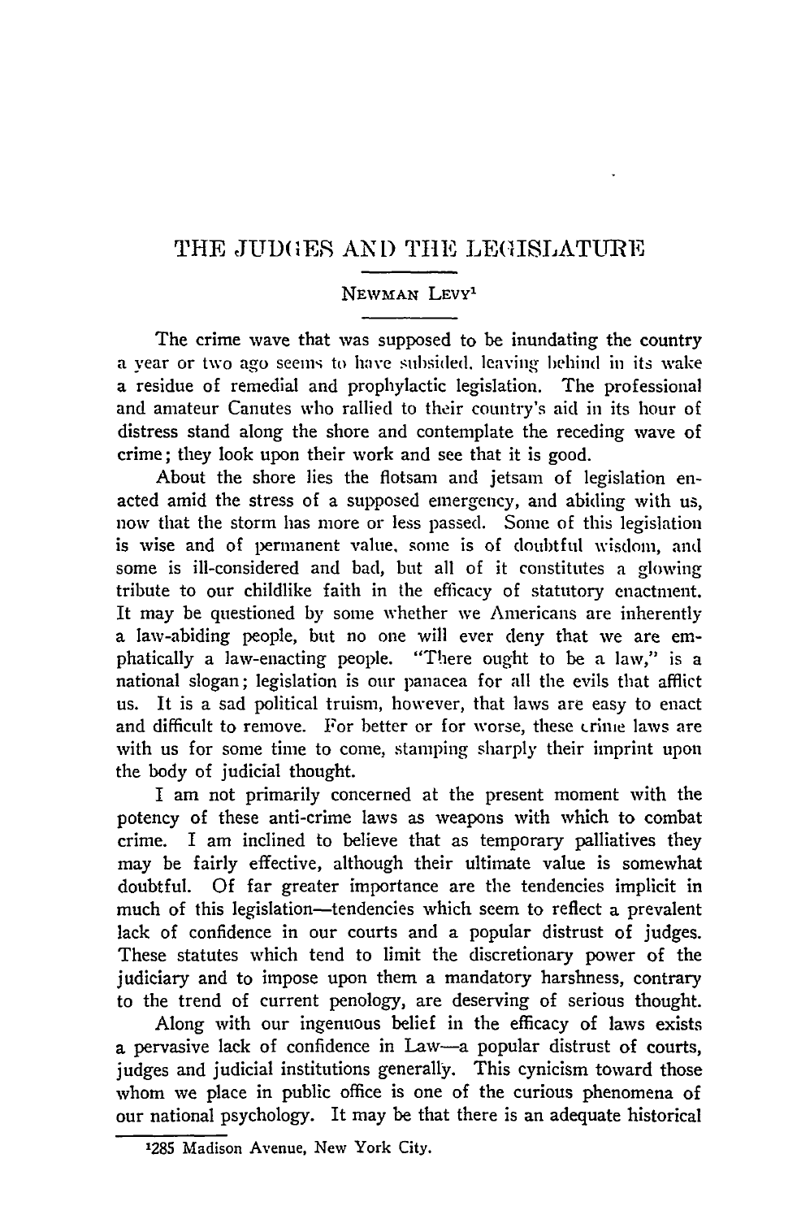# THE JUDGES AND THE LEGISLATURE

NEWMAN LEVY[1]

The crime wave that was supposed to be inundating the country a year or two ago seems to have subsided, leaving behind in its wake a residue of remedial and prophylactic legislation. The professional and amateur Canutes who rallied to their country's aid in its hour of distress stand along the shore and contemplate the receding wave of crime; they look upon their work and see that it is good.

About the shore lies the flotsam and jetsam of legislation enacted amid the stress of a supposed emergency, and abiding with us, now that the storm has more or less passed. Some of this legislation is wise and of permanent value, some is of doubtful wisdom, and some is ill-considered and bad, but all of it constitutes a glowing tribute to our childlike faith in the efficacy of statutory enactment. It may be questioned by some whether we Americans are inherently a law-abiding people, but no one will ever deny that we are emphatically a law-enacting people. "There ought to be a law," is a national slogan; legislation is our panacea for all the evils that afflict us. It is a sad political truism, however, that laws are easy to enact and difficult to remove. For better or for worse, these crime laws are with us for some time to come, stamping sharply their imprint upon the body of judicial thought.

I am not primarily concerned at the present moment with the potency of these anti-crime laws as weapons with which to combat crime. I am inclined to believe that as temporary palliatives they may be fairly effective, although their ultimate value is somewhat doubtful. Of far greater importance are the tendencies implicit in much of this legislation—tendencies which seem to reflect a prevalent lack of confidence in our courts and a popular distrust of judges. These statutes which tend to limit the discretionary power of the judiciary and to impose upon them a mandatory harshness, contrary to the trend of current penology, are deserving of serious thought.

Along with our ingenuous belief in the efficacy of laws exists a pervasive lack of confidence in Law—a popular distrust of courts, judges and judicial institutions generally. This cynicism toward those whom we place in public office is one of the curious phenomena of our national psychology. It may be that there is an adequate historical

[1] 285 Madison Avenue, New York City.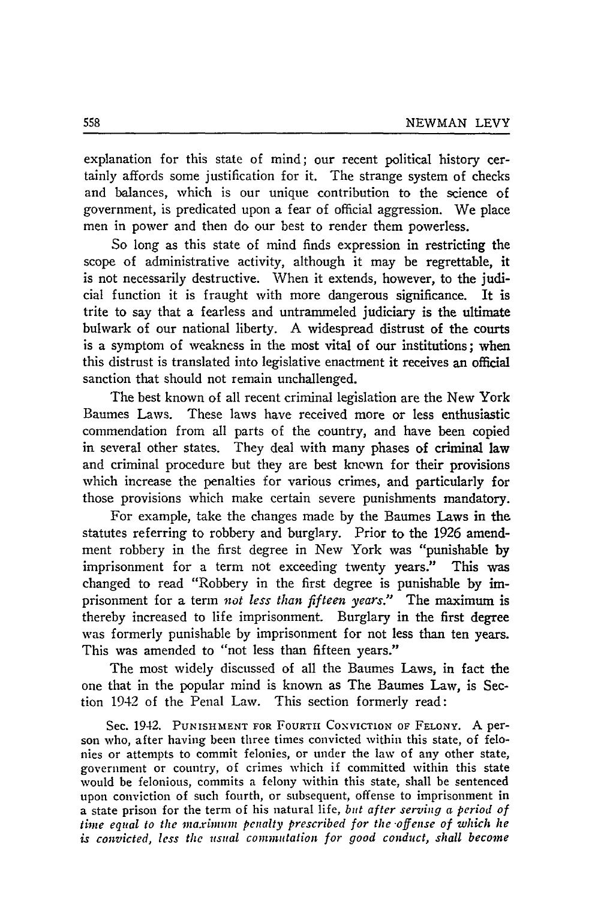explanation for this state of mind; our recent political history certainly affords some justification for it. The strange system of checks and balances, which is our unique contribution to the science of government, is predicated upon a fear of official aggression. We place men in power and then do our best to render them powerless.

So long as this state of mind finds expression in restricting the scope of administrative activity, although it may be regrettable, it is not necessarily destructive. When it extends, however, to the judicial function it is fraught with more dangerous significance. It is trite to say that a fearless and untrammeled judiciary is the ultimate bulwark of our national liberty. A widespread distrust of the courts is a symptom of weakness in the most vital of our institutions; when this distrust is translated into legislative enactment it receives an official sanction that should not remain unchallenged.

The best known of all recent criminal legislation are the New York Baumes Laws. These laws have received more or less enthusiastic commendation from all parts of the country, and have been copied in several other states. They deal with many phases of criminal law and criminal procedure but they are best known for their provisions which increase the penalties for various crimes, and particularly for those provisions which make certain severe punishments mandatory.

For example, take the changes made by the Baumes Laws in the statutes referring to robbery and burglary. Prior to the 1926 amendment robbery in the first degree in New York was "punishable by imprisonment for a term not exceeding twenty years." This was changed to read "Robbery in the first degree is punishable by imprisonment for a term *not less than fifteen years.*" The maximum is thereby increased to life imprisonment. Burglary in the first degree was formerly punishable by imprisonment for not less than ten years. This was amended to "not less than fifteen years."

The most widely discussed of all the Baumes Laws, in fact the one that in the popular mind is known as The Baumes Law, is Section 1942 of the Penal Law. This section formerly read:

> Sec. 1942. Punishment for Fourth Conviction of Felony. A person who, after having been three times convicted within this state, of felonies or attempts to commit felonies, or under the law of any other state, government or country, of crimes which if committed within this state would be felonious, commits a felony within this state, shall be sentenced upon conviction of such fourth, or subsequent, offense to imprisonment in a state prison for the term of his natural life, *but after serving a period of time equal to the maximum penalty prescribed for the offense of which he is convicted, less the usual commutation for good conduct, shall become*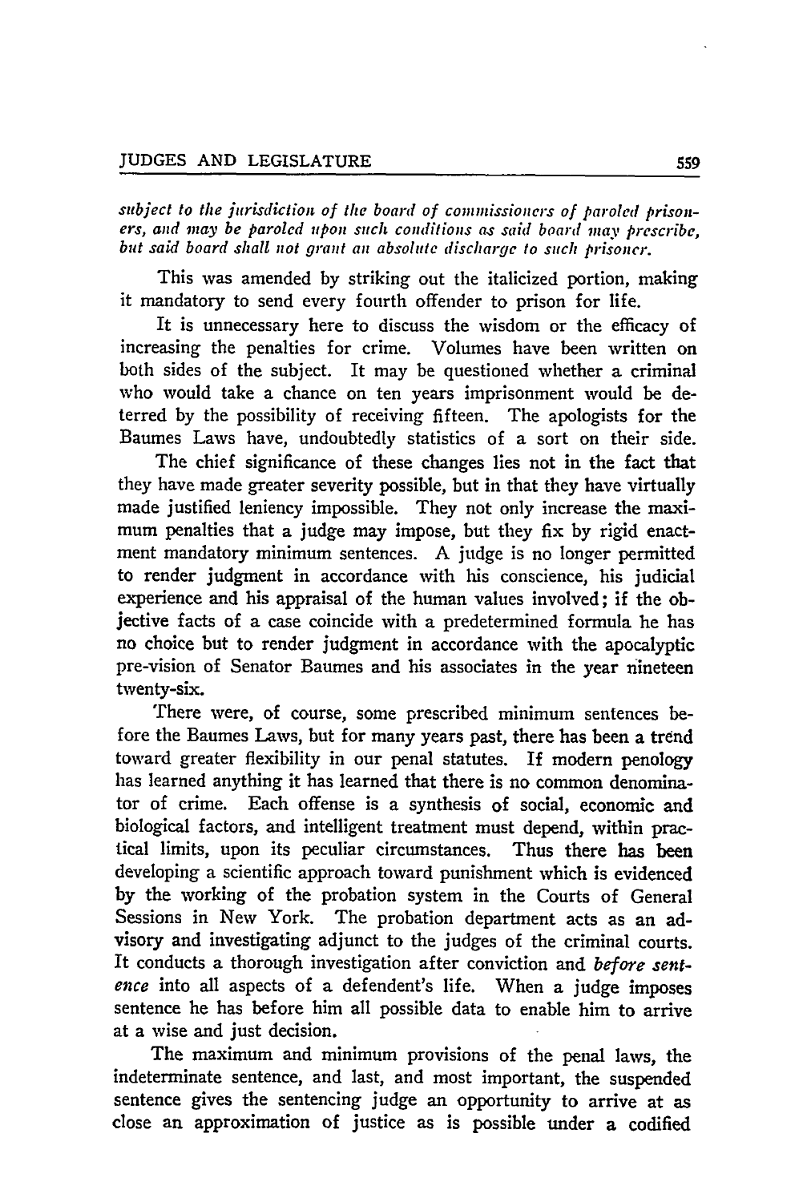*subject to the jurisdiction of the board of commissioners of paroled prisoners, and may be paroled upon such conditions as said board may prescribe, but said board shall not grant an absolute discharge to such prisoner.*

This was amended by striking out the italicized portion, making it mandatory to send every fourth offender to prison for life.

It is unnecessary here to discuss the wisdom or the efficacy of increasing the penalties for crime. Volumes have been written on both sides of the subject. It may be questioned whether a criminal who would take a chance on ten years imprisonment would be deterred by the possibility of receiving fifteen. The apologists for the Baumes Laws have, undoubtedly statistics of a sort on their side.

The chief significance of these changes lies not in the fact that they have made greater severity possible, but in that they have virtually made justified leniency impossible. They not only increase the maximum penalties that a judge may impose, but they fix by rigid enactment mandatory minimum sentences. A judge is no longer permitted to render judgment in accordance with his conscience, his judicial experience and his appraisal of the human values involved; if the objective facts of a case coincide with a predetermined formula he has no choice but to render judgment in accordance with the apocalyptic pre-vision of Senator Baumes and his associates in the year nineteen twenty-six.

There were, of course, some prescribed minimum sentences before the Baumes Laws, but for many years past, there has been a trend toward greater flexibility in our penal statutes. If modern penology has learned anything it has learned that there is no common denominator of crime. Each offense is a synthesis of social, economic and biological factors, and intelligent treatment must depend, within practical limits, upon its peculiar circumstances. Thus there has been developing a scientific approach toward punishment which is evidenced by the working of the probation system in the Courts of General Sessions in New York. The probation department acts as an advisory and investigating adjunct to the judges of the criminal courts. It conducts a thorough investigation after conviction and *before sentence* into all aspects of a defendent's life. When a judge imposes sentence he has before him all possible data to enable him to arrive at a wise and just decision.

The maximum and minimum provisions of the penal laws, the indeterminate sentence, and last, and most important, the suspended sentence gives the sentencing judge an opportunity to arrive at as close an approximation of justice as is possible under a codified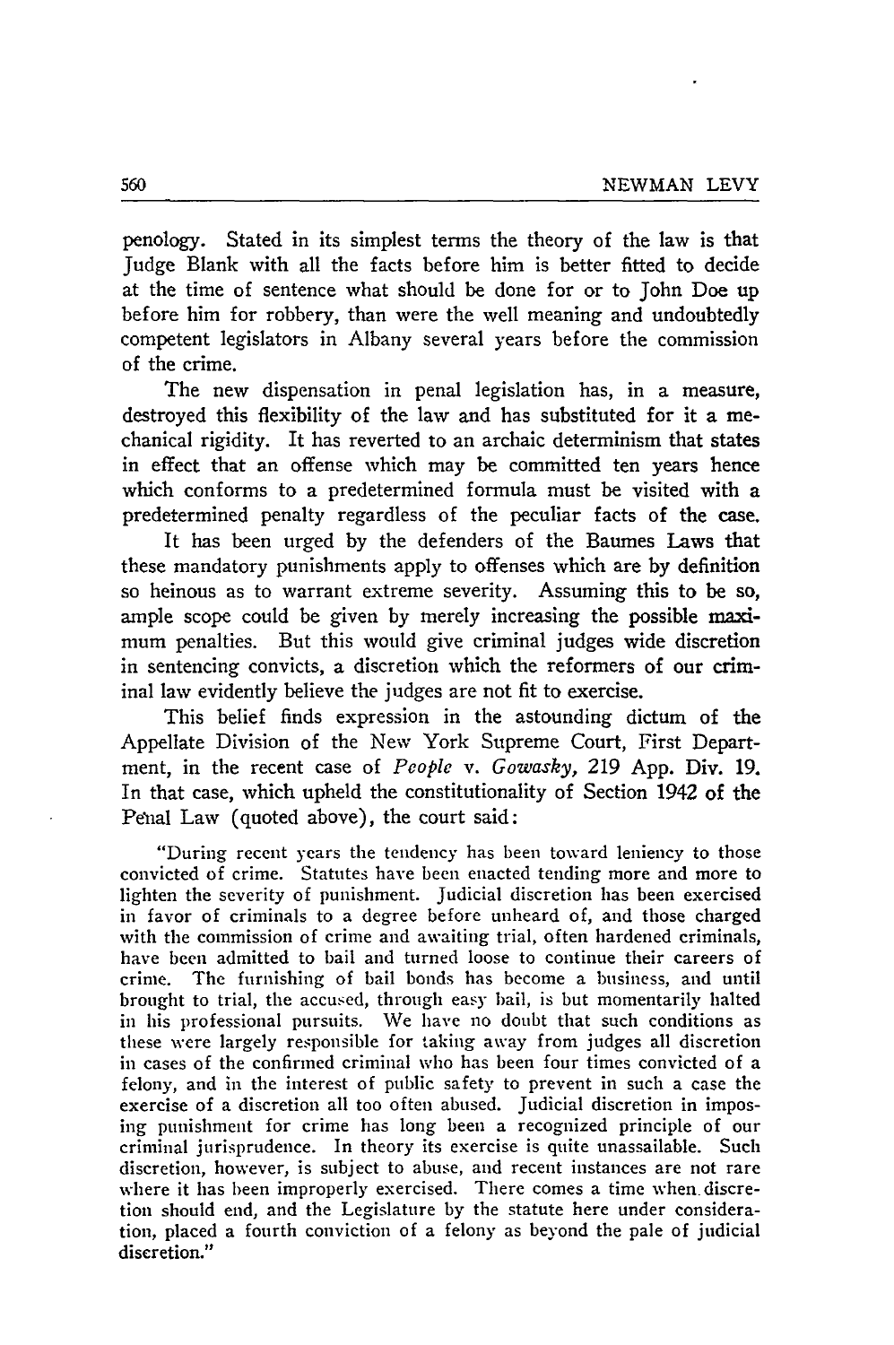penology. Stated in its simplest terms the theory of the law is that Judge Blank with all the facts before him is better fitted to decide at the time of sentence what should be done for or to John Doe up before him for robbery, than were the well meaning and undoubtedly competent legislators in Albany several years before the commission of the crime.

The new dispensation in penal legislation has, in a measure, destroyed this flexibility of the law and has substituted for it a mechanical rigidity. It has reverted to an archaic determinism that states in effect that an offense which may be committed ten years hence which conforms to a predetermined formula must be visited with a predetermined penalty regardless of the peculiar facts of the case.

It has been urged by the defenders of the Baumes Laws that these mandatory punishments apply to offenses which are by definition so heinous as to warrant extreme severity. Assuming this to be so, ample scope could be given by merely increasing the possible maximum penalties. But this would give criminal judges wide discretion in sentencing convicts, a discretion which the reformers of our criminal law evidently believe the judges are not fit to exercise.

This belief finds expression in the astounding dictum of the Appellate Division of the New York Supreme Court, First Department, in the recent case of *People* v. *Gowasky*, 219 App. Div. 19. In that case, which upheld the constitutionality of Section 1942 of the Penal Law (quoted above), the court said:

> "During recent years the tendency has been toward leniency to those convicted of crime. Statutes have been enacted tending more and more to lighten the severity of punishment. Judicial discretion has been exercised in favor of criminals to a degree before unheard of, and those charged with the commission of crime and awaiting trial, often hardened criminals, have been admitted to bail and turned loose to continue their careers of crime. The furnishing of bail bonds has become a business, and until brought to trial, the accused, through easy bail, is but momentarily halted in his professional pursuits. We have no doubt that such conditions as these were largely responsible for taking away from judges all discretion in cases of the confirmed criminal who has been four times convicted of a felony, and in the interest of public safety to prevent in such a case the exercise of a discretion all too often abused. Judicial discretion in imposing punishment for crime has long been a recognized principle of our criminal jurisprudence. In theory its exercise is quite unassailable. Such discretion, however, is subject to abuse, and recent instances are not rare where it has been improperly exercised. There comes a time when discretion should end, and the Legislature by the statute here under consideration, placed a fourth conviction of a felony as beyond the pale of judicial discretion."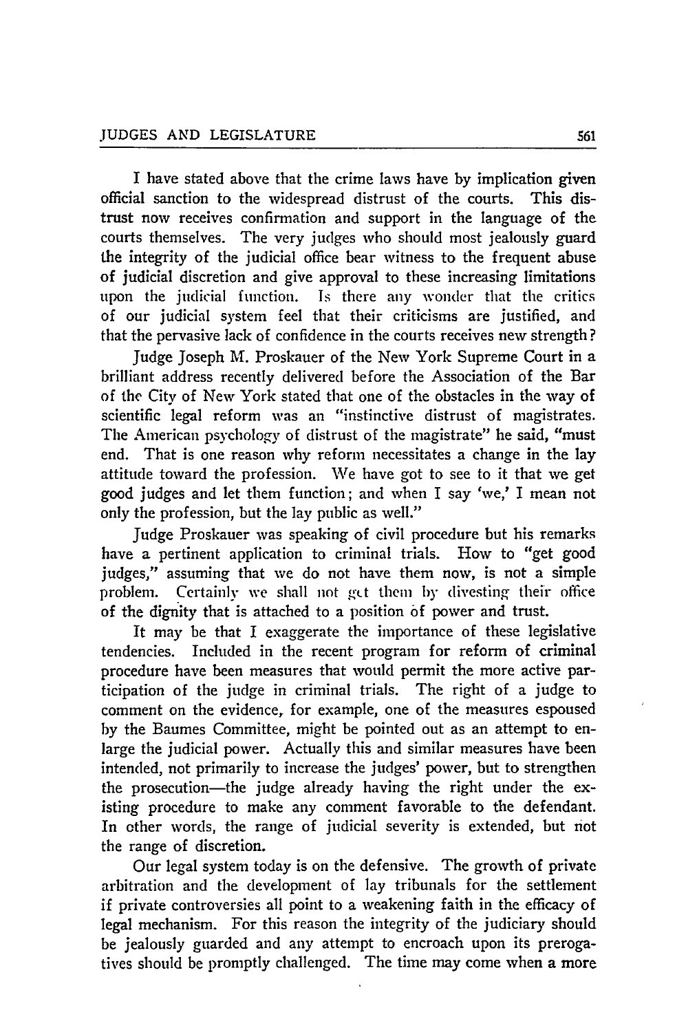I have stated above that the crime laws have by implication given official sanction to the widespread distrust of the courts. This distrust now receives confirmation and support in the language of the courts themselves. The very judges who should most jealously guard the integrity of the judicial office bear witness to the frequent abuse of judicial discretion and give approval to these increasing limitations upon the judicial function. Is there any wonder that the critics of our judicial system feel that their criticisms are justified, and that the pervasive lack of confidence in the courts receives new strength?

Judge Joseph M. Proskauer of the New York Supreme Court in a brilliant address recently delivered before the Association of the Bar of the City of New York stated that one of the obstacles in the way of scientific legal reform was an "instinctive distrust of magistrates. The American psychology of distrust of the magistrate" he said, "must end. That is one reason why reform necessitates a change in the lay attitude toward the profession. We have got to see to it that we get good judges and let them function; and when I say 'we,' I mean not only the profession, but the lay public as well."

Judge Proskauer was speaking of civil procedure but his remarks have a pertinent application to criminal trials. How to "get good judges," assuming that we do not have them now, is not a simple problem. Certainly we shall not get them by divesting their office of the dignity that is attached to a position of power and trust.

It may be that I exaggerate the importance of these legislative tendencies. Included in the recent program for reform of criminal procedure have been measures that would permit the more active participation of the judge in criminal trials. The right of a judge to comment on the evidence, for example, one of the measures espoused by the Baumes Committee, might be pointed out as an attempt to enlarge the judicial power. Actually this and similar measures have been intended, not primarily to increase the judges' power, but to strengthen the prosecution—the judge already having the right under the existing procedure to make any comment favorable to the defendant. In other words, the range of judicial severity is extended, but not the range of discretion.

Our legal system today is on the defensive. The growth of private arbitration and the development of lay tribunals for the settlement if private controversies all point to a weakening faith in the efficacy of legal mechanism. For this reason the integrity of the judiciary should be jealously guarded and any attempt to encroach upon its prerogatives should be promptly challenged. The time may come when a more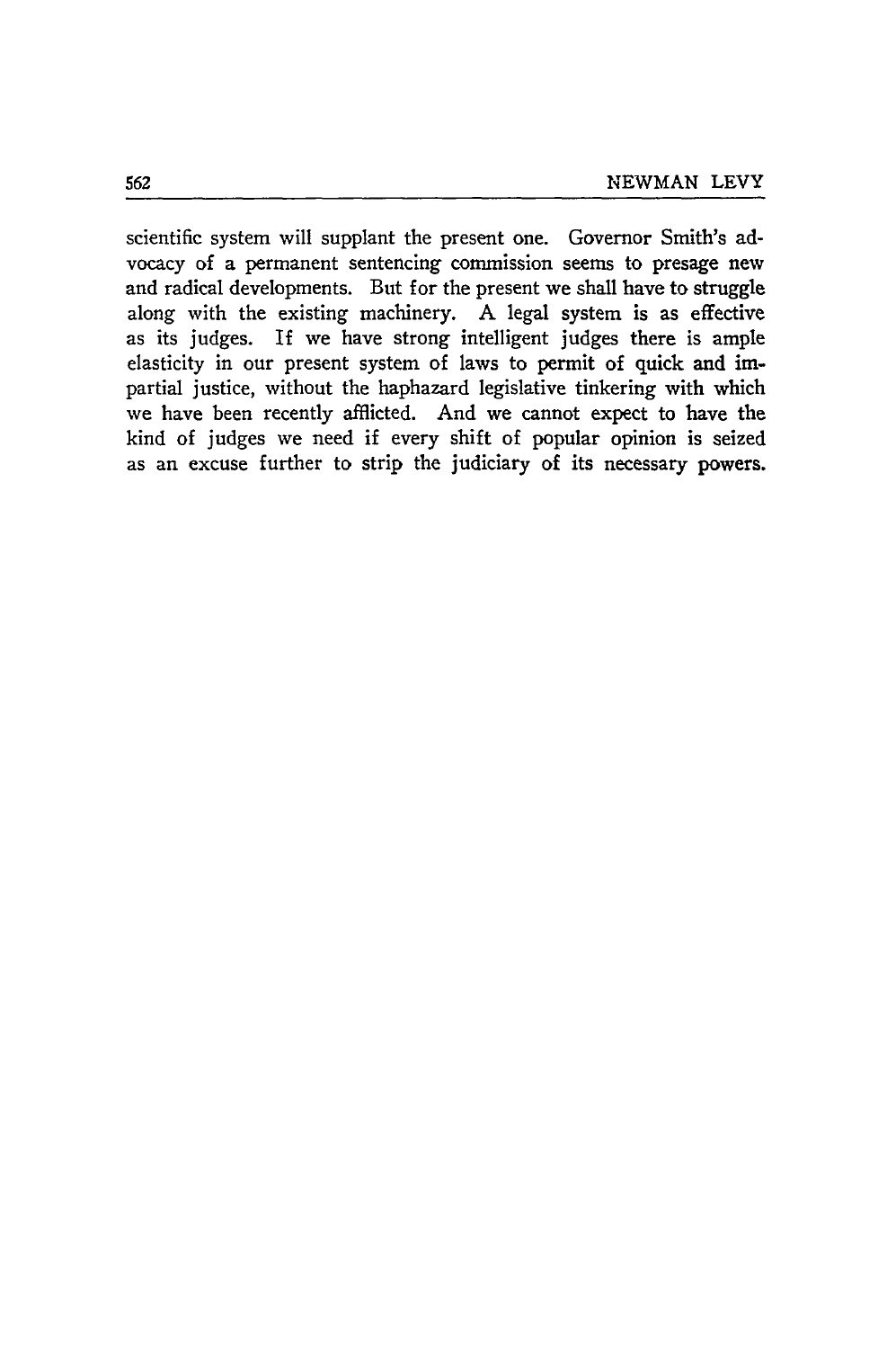scientific system will supplant the present one. Governor Smith's advocacy of a permanent sentencing commission seems to presage new and radical developments. But for the present we shall have to struggle along with the existing machinery. A legal system is as effective as its judges. If we have strong intelligent judges there is ample elasticity in our present system of laws to permit of quick and impartial justice, without the haphazard legislative tinkering with which we have been recently afflicted. And we cannot expect to have the kind of judges we need if every shift of popular opinion is seized as an excuse further to strip the judiciary of its necessary powers.